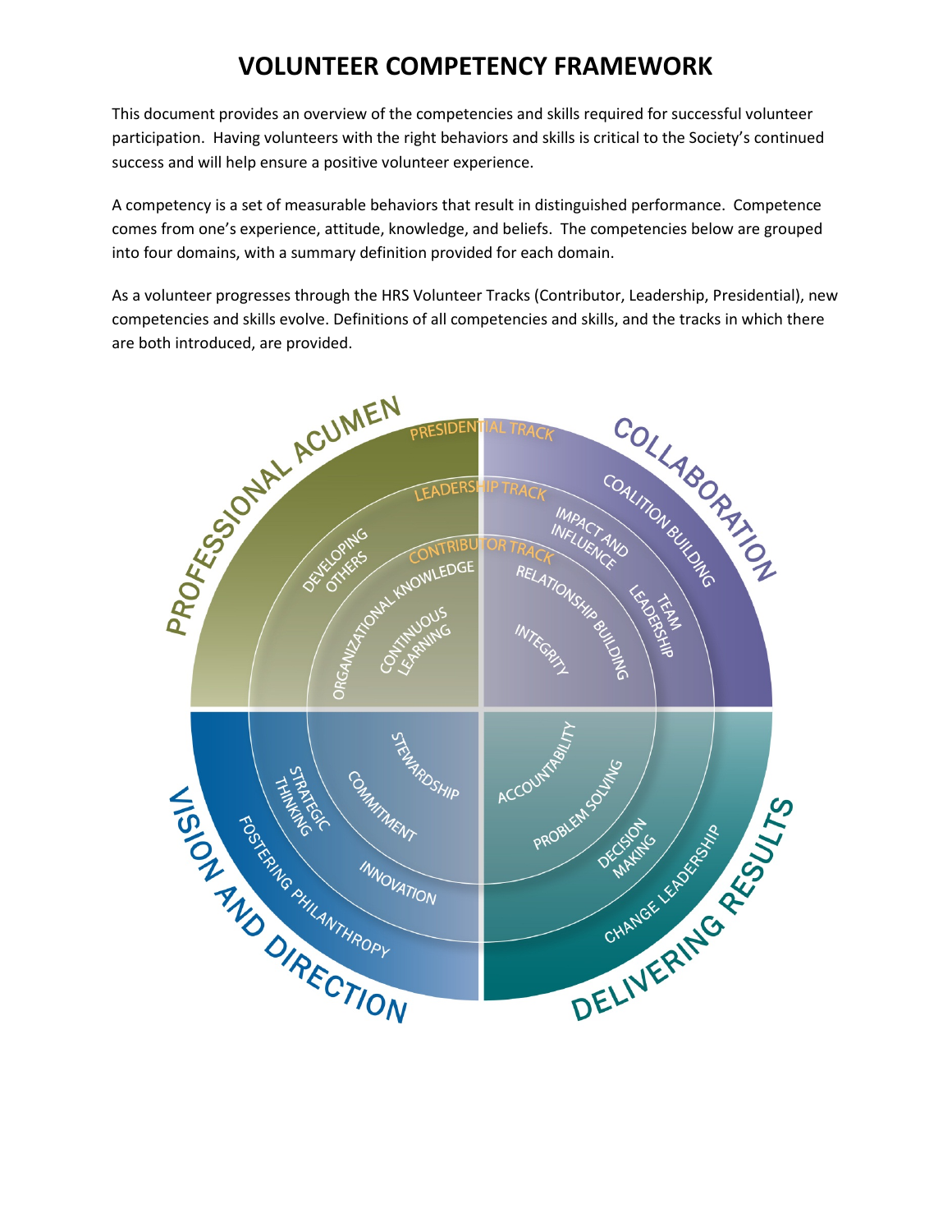# VOLUNTEER COMPETENCY FRAMEWORK

This document provides an overview of the competencies and skills required for successful volunteer participation. Having volunteers with the right behaviors and skills is critical to the Society's continued success and will help ensure a positive volunteer experience.

A competency is a set of measurable behaviors that result in distinguished performance. Competence comes from one's experience, attitude, knowledge, and beliefs. The competencies below are grouped into four domains, with a summary definition provided for each domain.

As a volunteer progresses through the HRS Volunteer Tracks (Contributor, Leadership, Presidential), new competencies and skills evolve. Definitions of all competencies and skills, and the tracks in which there are both introduced, are provided.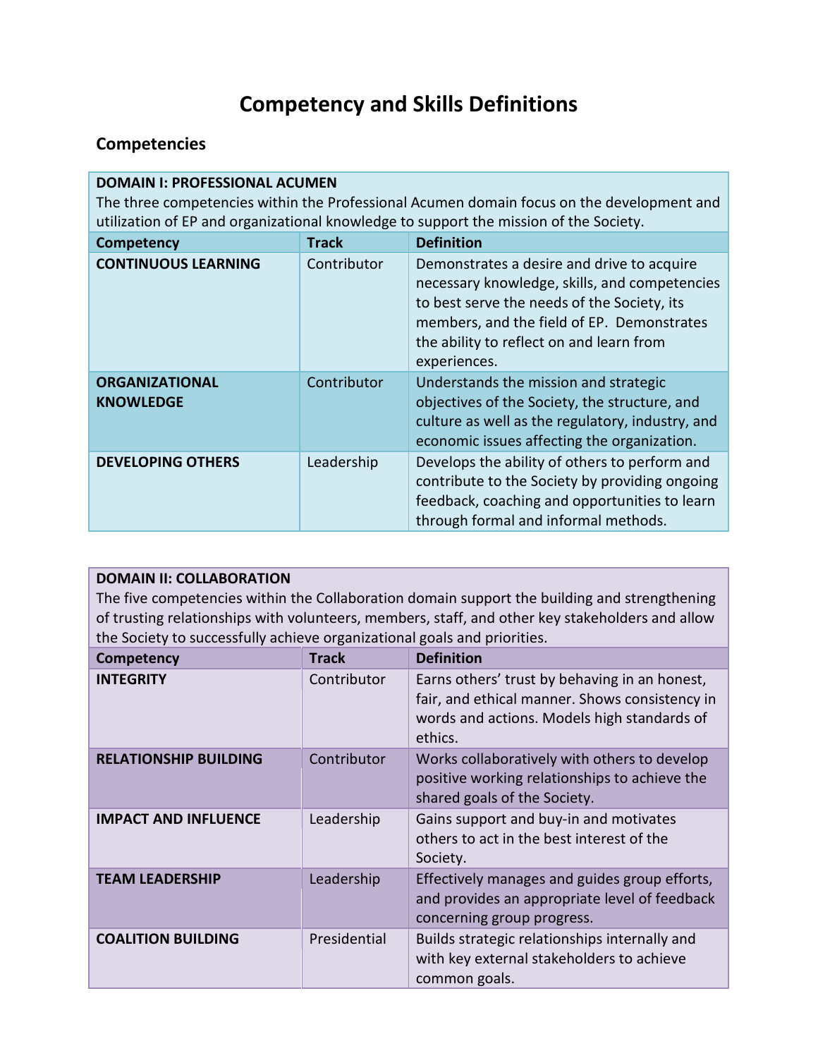# Competency and Skills Definitions

## Competencies

| DOMAIN I: PROFESSIONAL ACUMEN<br>The three competencies within the Professional Acumen domain focus on the development and utilization of EP and organizational knowledge to support the mission of the Society. | | |
|---|---|---|
| **Competency** | **Track** | **Definition** |
| **CONTINUOUS LEARNING** | Contributor | Demonstrates a desire and drive to acquire necessary knowledge, skills, and competencies to best serve the needs of the Society, its members, and the field of EP. Demonstrates the ability to reflect on and learn from experiences. |
| **ORGANIZATIONAL KNOWLEDGE** | Contributor | Understands the mission and strategic objectives of the Society, the structure, and culture as well as the regulatory, industry, and economic issues affecting the organization. |
| **DEVELOPING OTHERS** | Leadership | Develops the ability of others to perform and contribute to the Society by providing ongoing feedback, coaching and opportunities to learn through formal and informal methods. |

| DOMAIN II: COLLABORATION<br>The five competencies within the Collaboration domain support the building and strengthening of trusting relationships with volunteers, members, staff, and other key stakeholders and allow the Society to successfully achieve organizational goals and priorities. | | |
|---|---|---|
| **Competency** | **Track** | **Definition** |
| **INTEGRITY** | Contributor | Earns others' trust by behaving in an honest, fair, and ethical manner. Shows consistency in words and actions. Models high standards of ethics. |
| **RELATIONSHIP BUILDING** | Contributor | Works collaboratively with others to develop positive working relationships to achieve the shared goals of the Society. |
| **IMPACT AND INFLUENCE** | Leadership | Gains support and buy-in and motivates others to act in the best interest of the Society. |
| **TEAM LEADERSHIP** | Leadership | Effectively manages and guides group efforts, and provides an appropriate level of feedback concerning group progress. |
| **COALITION BUILDING** | Presidential | Builds strategic relationships internally and with key external stakeholders to achieve common goals. |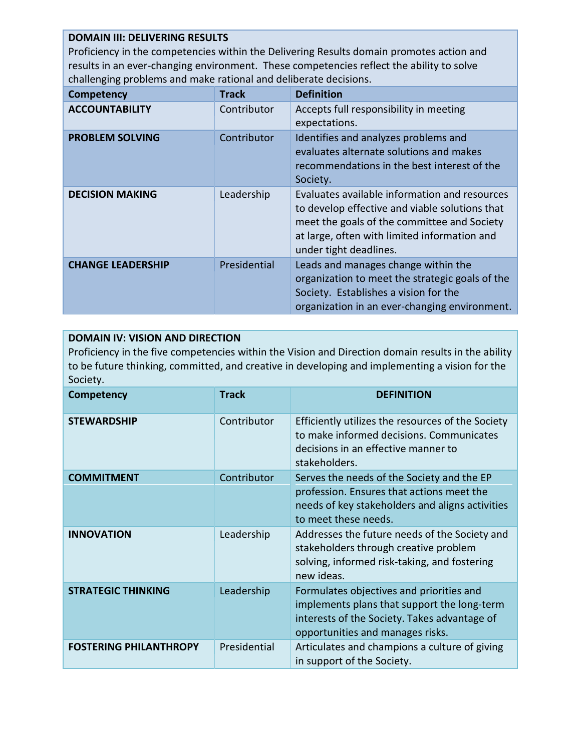**DOMAIN III: DELIVERING RESULTS**

Proficiency in the competencies within the Delivering Results domain promotes action and results in an ever-changing environment. These competencies reflect the ability to solve challenging problems and make rational and deliberate decisions.

| Competency | Track | Definition |
| --- | --- | --- |
| **ACCOUNTABILITY** | Contributor | Accepts full responsibility in meeting expectations. |
| **PROBLEM SOLVING** | Contributor | Identifies and analyzes problems and evaluates alternate solutions and makes recommendations in the best interest of the Society. |
| **DECISION MAKING** | Leadership | Evaluates available information and resources to develop effective and viable solutions that meet the goals of the committee and Society at large, often with limited information and under tight deadlines. |
| **CHANGE LEADERSHIP** | Presidential | Leads and manages change within the organization to meet the strategic goals of the Society. Establishes a vision for the organization in an ever-changing environment. |

**DOMAIN IV: VISION AND DIRECTION**

Proficiency in the five competencies within the Vision and Direction domain results in the ability to be future thinking, committed, and creative in developing and implementing a vision for the Society.

| Competency | Track | DEFINITION |
| --- | --- | --- |
| **STEWARDSHIP** | Contributor | Efficiently utilizes the resources of the Society to make informed decisions. Communicates decisions in an effective manner to stakeholders. |
| **COMMITMENT** | Contributor | Serves the needs of the Society and the EP profession. Ensures that actions meet the needs of key stakeholders and aligns activities to meet these needs. |
| **INNOVATION** | Leadership | Addresses the future needs of the Society and stakeholders through creative problem solving, informed risk-taking, and fostering new ideas. |
| **STRATEGIC THINKING** | Leadership | Formulates objectives and priorities and implements plans that support the long-term interests of the Society. Takes advantage of opportunities and manages risks. |
| **FOSTERING PHILANTHROPY** | Presidential | Articulates and champions a culture of giving in support of the Society. |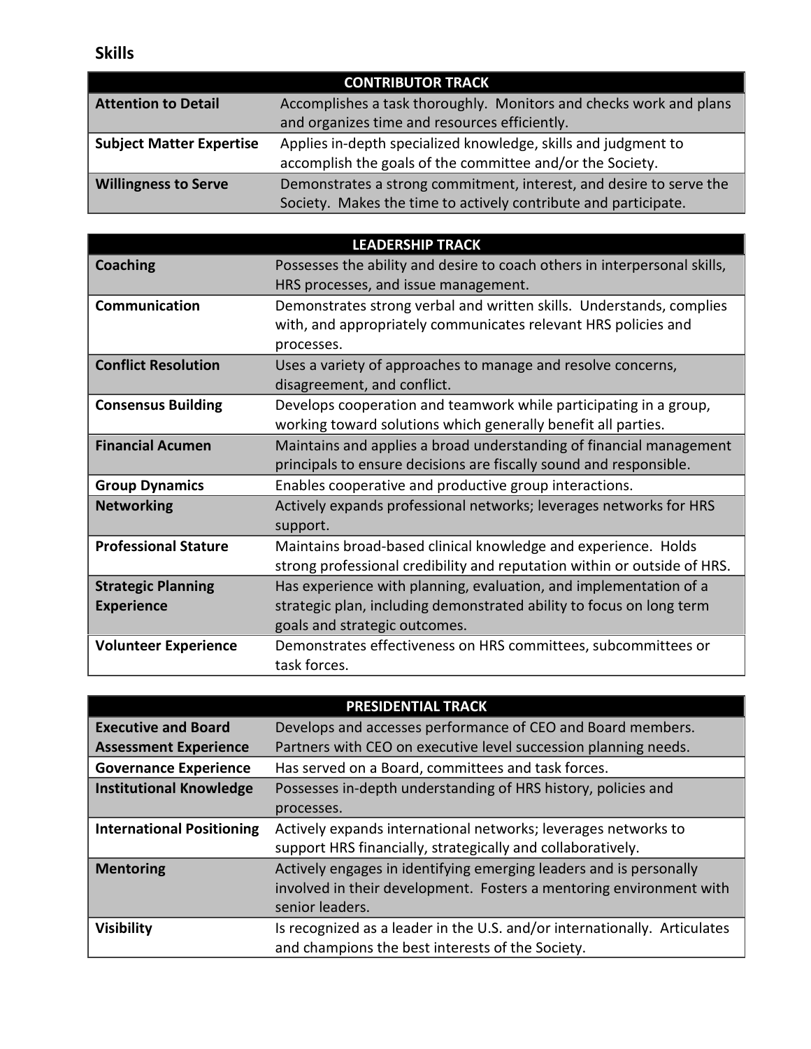## Skills

| CONTRIBUTOR TRACK | |
|---|---|
| **Attention to Detail** | Accomplishes a task thoroughly. Monitors and checks work and plans and organizes time and resources efficiently. |
| **Subject Matter Expertise** | Applies in-depth specialized knowledge, skills and judgment to accomplish the goals of the committee and/or the Society. |
| **Willingness to Serve** | Demonstrates a strong commitment, interest, and desire to serve the Society. Makes the time to actively contribute and participate. |

| LEADERSHIP TRACK | |
|---|---|
| **Coaching** | Possesses the ability and desire to coach others in interpersonal skills, HRS processes, and issue management. |
| **Communication** | Demonstrates strong verbal and written skills. Understands, complies with, and appropriately communicates relevant HRS policies and processes. |
| **Conflict Resolution** | Uses a variety of approaches to manage and resolve concerns, disagreement, and conflict. |
| **Consensus Building** | Develops cooperation and teamwork while participating in a group, working toward solutions which generally benefit all parties. |
| **Financial Acumen** | Maintains and applies a broad understanding of financial management principals to ensure decisions are fiscally sound and responsible. |
| **Group Dynamics** | Enables cooperative and productive group interactions. |
| **Networking** | Actively expands professional networks; leverages networks for HRS support. |
| **Professional Stature** | Maintains broad-based clinical knowledge and experience. Holds strong professional credibility and reputation within or outside of HRS. |
| **Strategic Planning Experience** | Has experience with planning, evaluation, and implementation of a strategic plan, including demonstrated ability to focus on long term goals and strategic outcomes. |
| **Volunteer Experience** | Demonstrates effectiveness on HRS committees, subcommittees or task forces. |

| PRESIDENTIAL TRACK | |
|---|---|
| **Executive and Board Assessment Experience** | Develops and accesses performance of CEO and Board members. Partners with CEO on executive level succession planning needs. |
| **Governance Experience** | Has served on a Board, committees and task forces. |
| **Institutional Knowledge** | Possesses in-depth understanding of HRS history, policies and processes. |
| **International Positioning** | Actively expands international networks; leverages networks to support HRS financially, strategically and collaboratively. |
| **Mentoring** | Actively engages in identifying emerging leaders and is personally involved in their development. Fosters a mentoring environment with senior leaders. |
| **Visibility** | Is recognized as a leader in the U.S. and/or internationally. Articulates and champions the best interests of the Society. |